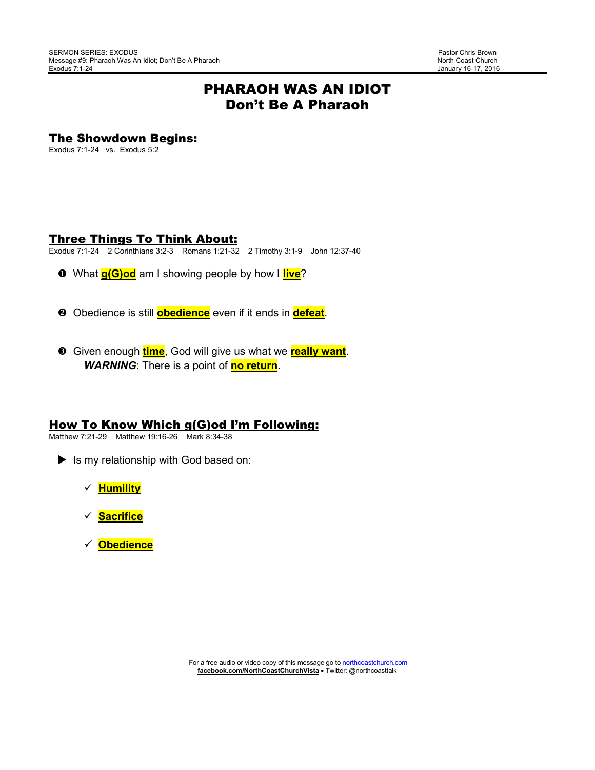SERMON SERIES: EXODUS
Message #9: Pharaoh Was An Idiot; Don't Be A Pharaoh
Exodus 7:1-24

Pastor Chris Brown
North Coast Church
January 16-17, 2016

# PHARAOH WAS AN IDIOT
# Don't Be A Pharaoh

## The Showdown Begins:

Exodus 7:1-24 vs. Exodus 5:2

## Three Things To Think About:

Exodus 7:1-24 2 Corinthians 3:2-3 Romans 1:21-32 2 Timothy 3:1-9 John 12:37-40

❶ What **g(G)od** am I showing people by how I **live**?

❷ Obedience is still **obedience** even if it ends in **defeat**.

❸ Given enough **time**, God will give us what we **really want**.
***WARNING***: There is a point of **no return**.

## How To Know Which g(G)od I'm Following:

Matthew 7:21-29 Matthew 19:16-26 Mark 8:34-38

▶ Is my relationship with God based on:

- ✓ **Humility**
- ✓ **Sacrifice**
- ✓ **Obedience**

For a free audio or video copy of this message go to northcoastchurch.com
**facebook.com/NorthCoastChurchVista** • Twitter: @northcoasttalk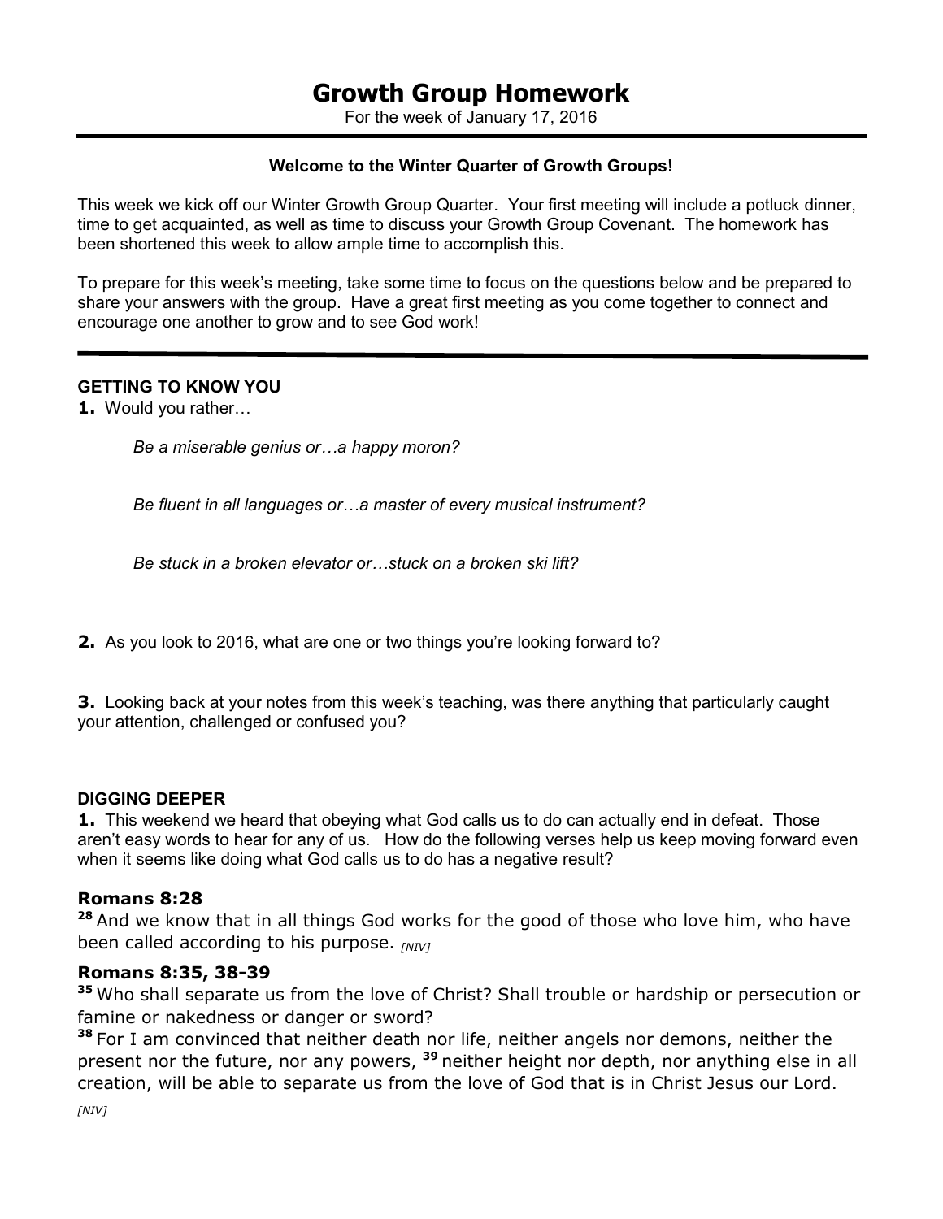# Growth Group Homework

For the week of January 17, 2016

---

**Welcome to the Winter Quarter of Growth Groups!**

This week we kick off our Winter Growth Group Quarter. Your first meeting will include a potluck dinner, time to get acquainted, as well as time to discuss your Growth Group Covenant. The homework has been shortened this week to allow ample time to accomplish this.

To prepare for this week's meeting, take some time to focus on the questions below and be prepared to share your answers with the group. Have a great first meeting as you come together to connect and encourage one another to grow and to see God work!

---

## GETTING TO KNOW YOU

**1.** Would you rather…

*Be a miserable genius or…a happy moron?*

*Be fluent in all languages or…a master of every musical instrument?*

*Be stuck in a broken elevator or…stuck on a broken ski lift?*

**2.** As you look to 2016, what are one or two things you're looking forward to?

**3.** Looking back at your notes from this week's teaching, was there anything that particularly caught your attention, challenged or confused you?

## DIGGING DEEPER

**1.** This weekend we heard that obeying what God calls us to do can actually end in defeat. Those aren't easy words to hear for any of us. How do the following verses help us keep moving forward even when it seems like doing what God calls us to do has a negative result?

### Romans 8:28

**28** And we know that in all things God works for the good of those who love him, who have been called according to his purpose. *[NIV]*

### Romans 8:35, 38-39

**35** Who shall separate us from the love of Christ? Shall trouble or hardship or persecution or famine or nakedness or danger or sword?

**38** For I am convinced that neither death nor life, neither angels nor demons, neither the present nor the future, nor any powers, **39** neither height nor depth, nor anything else in all creation, will be able to separate us from the love of God that is in Christ Jesus our Lord.

*[NIV]*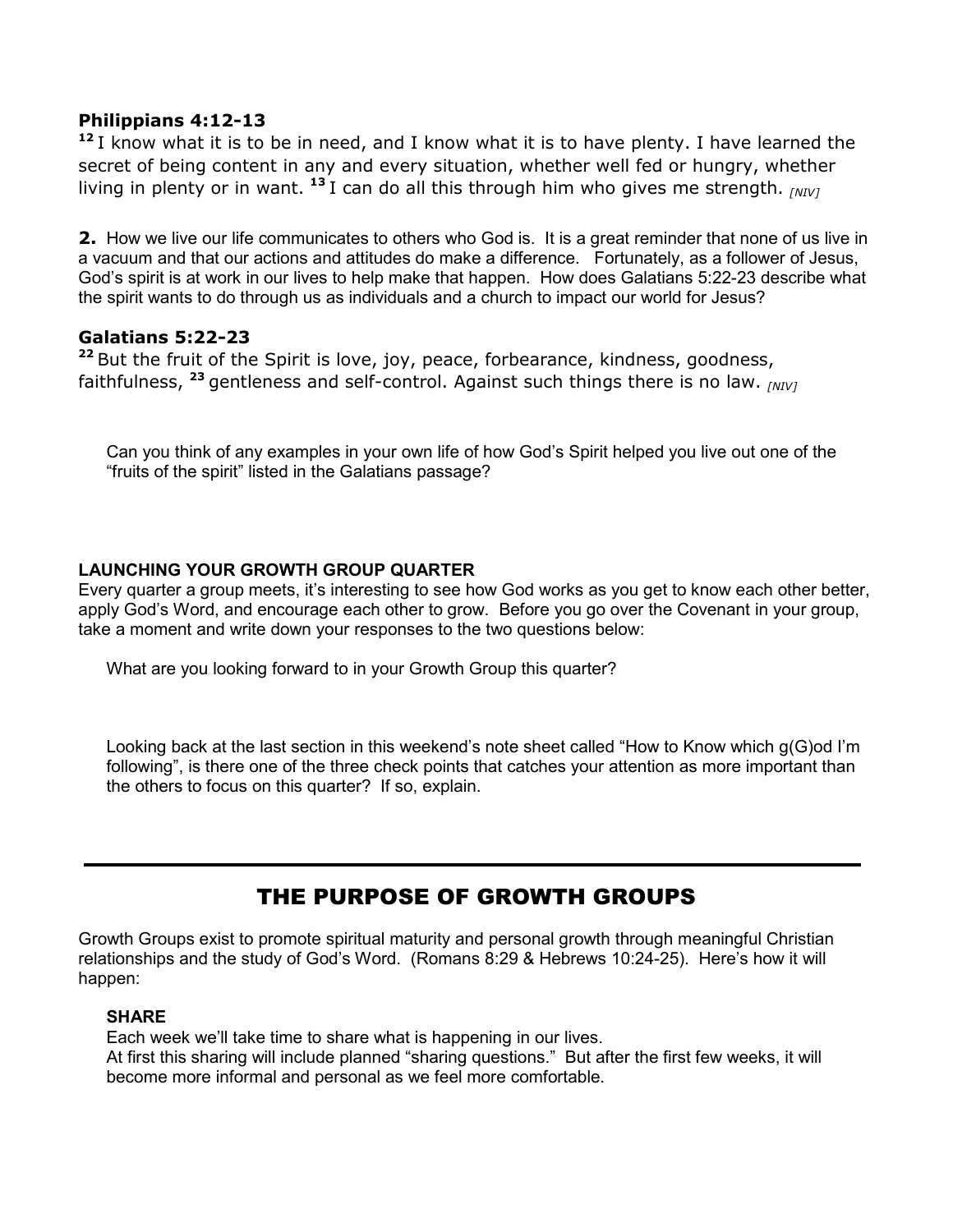**Philippians 4:12-13**
[12] I know what it is to be in need, and I know what it is to have plenty. I have learned the secret of being content in any and every situation, whether well fed or hungry, whether living in plenty or in want. [13] I can do all this through him who gives me strength. *[NIV]*

**2.** How we live our life communicates to others who God is. It is a great reminder that none of us live in a vacuum and that our actions and attitudes do make a difference. Fortunately, as a follower of Jesus, God's spirit is at work in our lives to help make that happen. How does Galatians 5:22-23 describe what the spirit wants to do through us as individuals and a church to impact our world for Jesus?

**Galatians 5:22-23**
[22] But the fruit of the Spirit is love, joy, peace, forbearance, kindness, goodness, faithfulness, [23] gentleness and self-control. Against such things there is no law. *[NIV]*

Can you think of any examples in your own life of how God's Spirit helped you live out one of the "fruits of the spirit" listed in the Galatians passage?

**LAUNCHING YOUR GROWTH GROUP QUARTER**
Every quarter a group meets, it's interesting to see how God works as you get to know each other better, apply God's Word, and encourage each other to grow. Before you go over the Covenant in your group, take a moment and write down your responses to the two questions below:

What are you looking forward to in your Growth Group this quarter?

Looking back at the last section in this weekend's note sheet called "How to Know which g(G)od I'm following", is there one of the three check points that catches your attention as more important than the others to focus on this quarter? If so, explain.

---

## THE PURPOSE OF GROWTH GROUPS

Growth Groups exist to promote spiritual maturity and personal growth through meaningful Christian relationships and the study of God's Word. (Romans 8:29 & Hebrews 10:24-25). Here's how it will happen:

**SHARE**
Each week we'll take time to share what is happening in our lives.
At first this sharing will include planned "sharing questions." But after the first few weeks, it will become more informal and personal as we feel more comfortable.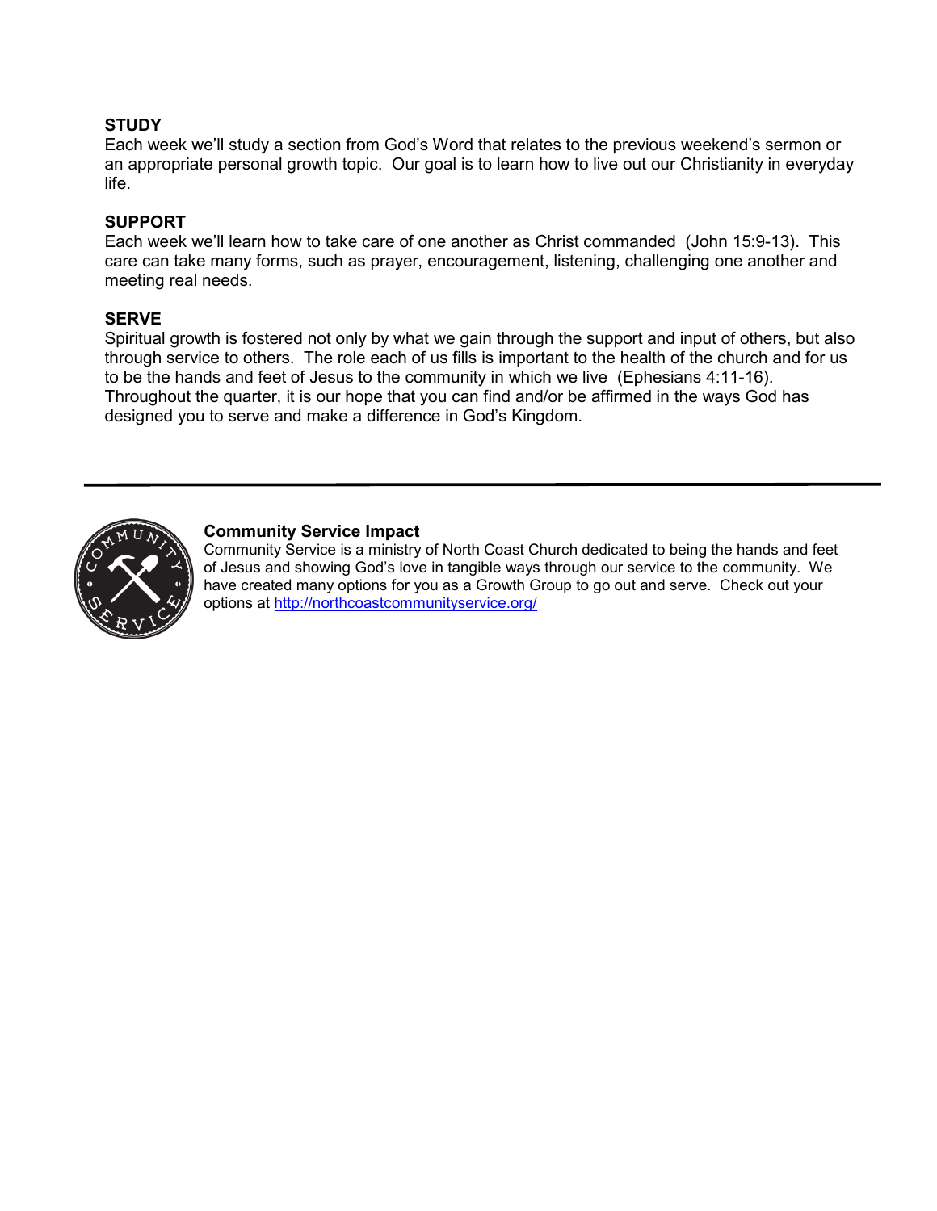**STUDY**
Each week we'll study a section from God's Word that relates to the previous weekend's sermon or an appropriate personal growth topic. Our goal is to learn how to live out our Christianity in everyday life.

**SUPPORT**
Each week we'll learn how to take care of one another as Christ commanded (John 15:9-13). This care can take many forms, such as prayer, encouragement, listening, challenging one another and meeting real needs.

**SERVE**
Spiritual growth is fostered not only by what we gain through the support and input of others, but also through service to others. The role each of us fills is important to the health of the church and for us to be the hands and feet of Jesus to the community in which we live (Ephesians 4:11-16). Throughout the quarter, it is our hope that you can find and/or be affirmed in the ways God has designed you to serve and make a difference in God's Kingdom.

---

**Community Service Impact**
Community Service is a ministry of North Coast Church dedicated to being the hands and feet of Jesus and showing God's love in tangible ways through our service to the community. We have created many options for you as a Growth Group to go out and serve. Check out your options at http://northcoastcommunityservice.org/